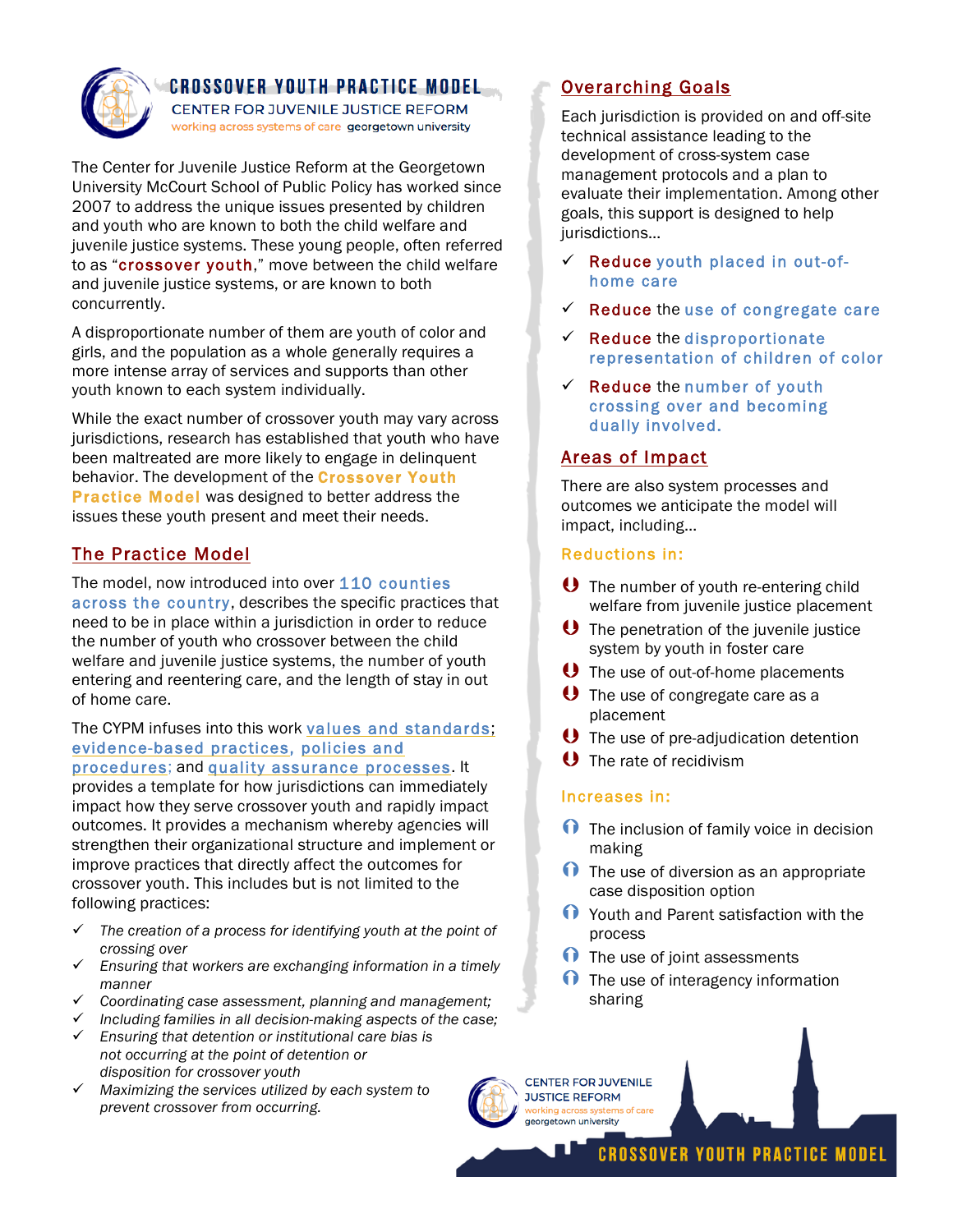# CROSSOVER YOUTH PRACTICE MODEL

CENTER FOR JUVENILE JUSTICE REFORM
working across systems of care georgetown university

The Center for Juvenile Justice Reform at the Georgetown University McCourt School of Public Policy has worked since 2007 to address the unique issues presented by children and youth who are known to both the child welfare and juvenile justice systems. These young people, often referred to as "**crossover youth**," move between the child welfare and juvenile justice systems, or are known to both concurrently.

A disproportionate number of them are youth of color and girls, and the population as a whole generally requires a more intense array of services and supports than other youth known to each system individually.

While the exact number of crossover youth may vary across jurisdictions, research has established that youth who have been maltreated are more likely to engage in delinquent behavior. The development of the **Crossover Youth Practice Model** was designed to better address the issues these youth present and meet their needs.

## The Practice Model

The model, now introduced into over 110 counties across the country, describes the specific practices that need to be in place within a jurisdiction in order to reduce the number of youth who crossover between the child welfare and juvenile justice systems, the number of youth entering and reentering care, and the length of stay in out of home care.

The CYPM infuses into this work values and standards; evidence-based practices, policies and procedures; and quality assurance processes. It provides a template for how jurisdictions can immediately impact how they serve crossover youth and rapidly impact outcomes. It provides a mechanism whereby agencies will strengthen their organizational structure and implement or improve practices that directly affect the outcomes for crossover youth. This includes but is not limited to the following practices:

- ✓ *The creation of a process for identifying youth at the point of crossing over*
- ✓ *Ensuring that workers are exchanging information in a timely manner*
- ✓ *Coordinating case assessment, planning and management;*
- ✓ *Including families in all decision-making aspects of the case;*
- ✓ *Ensuring that detention or institutional care bias is not occurring at the point of detention or disposition for crossover youth*
- ✓ *Maximizing the services utilized by each system to prevent crossover from occurring.*

## Overarching Goals

Each jurisdiction is provided on and off-site technical assistance leading to the development of cross-system case management protocols and a plan to evaluate their implementation. Among other goals, this support is designed to help jurisdictions...

- ✓ **Reduce** youth placed in out-of-home care
- ✓ **Reduce** the use of congregate care
- ✓ **Reduce** the disproportionate representation of children of color
- ✓ **Reduce** the number of youth crossing over and becoming dually involved.

## Areas of Impact

There are also system processes and outcomes we anticipate the model will impact, including...

### Reductions in:

- The number of youth re-entering child welfare from juvenile justice placement
- The penetration of the juvenile justice system by youth in foster care
- The use of out-of-home placements
- The use of congregate care as a placement
- The use of pre-adjudication detention
- The rate of recidivism

### Increases in:

- The inclusion of family voice in decision making
- The use of diversion as an appropriate case disposition option
- Youth and Parent satisfaction with the process
- The use of joint assessments
- The use of interagency information sharing

CENTER FOR JUVENILE JUSTICE REFORM
working across systems of care
georgetown university

CROSSOVER YOUTH PRACTICE MODEL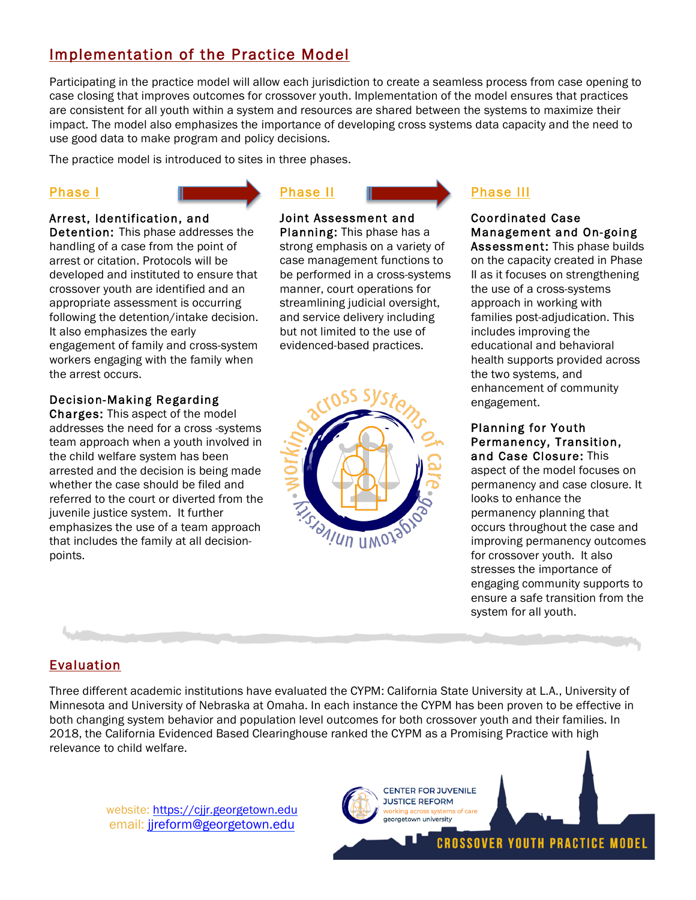## Implementation of the Practice Model

Participating in the practice model will allow each jurisdiction to create a seamless process from case opening to case closing that improves outcomes for crossover youth. Implementation of the model ensures that practices are consistent for all youth within a system and resources are shared between the systems to maximize their impact. The model also emphasizes the importance of developing cross systems data capacity and the need to use good data to make program and policy decisions.

The practice model is introduced to sites in three phases.

### Phase I

**Arrest, Identification, and Detention:** This phase addresses the handling of a case from the point of arrest or citation. Protocols will be developed and instituted to ensure that crossover youth are identified and an appropriate assessment is occurring following the detention/intake decision. It also emphasizes the early engagement of family and cross-system workers engaging with the family when the arrest occurs.

**Decision-Making Regarding Charges:** This aspect of the model addresses the need for a cross -systems team approach when a youth involved in the child welfare system has been arrested and the decision is being made whether the case should be filed and referred to the court or diverted from the juvenile justice system. It further emphasizes the use of a team approach that includes the family at all decision-points.

### Phase II

**Joint Assessment and Planning:** This phase has a strong emphasis on a variety of case management functions to be performed in a cross-systems manner, court operations for streamlining judicial oversight, and service delivery including but not limited to the use of evidenced-based practices.

### Phase III

**Coordinated Case Management and On-going Assessment:** This phase builds on the capacity created in Phase II as it focuses on strengthening the use of a cross-systems approach in working with families post-adjudication. This includes improving the educational and behavioral health supports provided across the two systems, and enhancement of community engagement.

**Planning for Youth Permanency, Transition, and Case Closure:** This aspect of the model focuses on permanency and case closure. It looks to enhance the permanency planning that occurs throughout the case and improving permanency outcomes for crossover youth. It also stresses the importance of engaging community supports to ensure a safe transition from the system for all youth.

## Evaluation

Three different academic institutions have evaluated the CYPM: California State University at L.A., University of Minnesota and University of Nebraska at Omaha. In each instance the CYPM has been proven to be effective in both changing system behavior and population level outcomes for both crossover youth and their families. In 2018, the California Evidenced Based Clearinghouse ranked the CYPM as a Promising Practice with high relevance to child welfare.

website: https://cjjr.georgetown.edu
email: jjreform@georgetown.edu

CENTER FOR JUVENILE JUSTICE REFORM
working across systems of care
georgetown university

CROSSOVER YOUTH PRACTICE MODEL